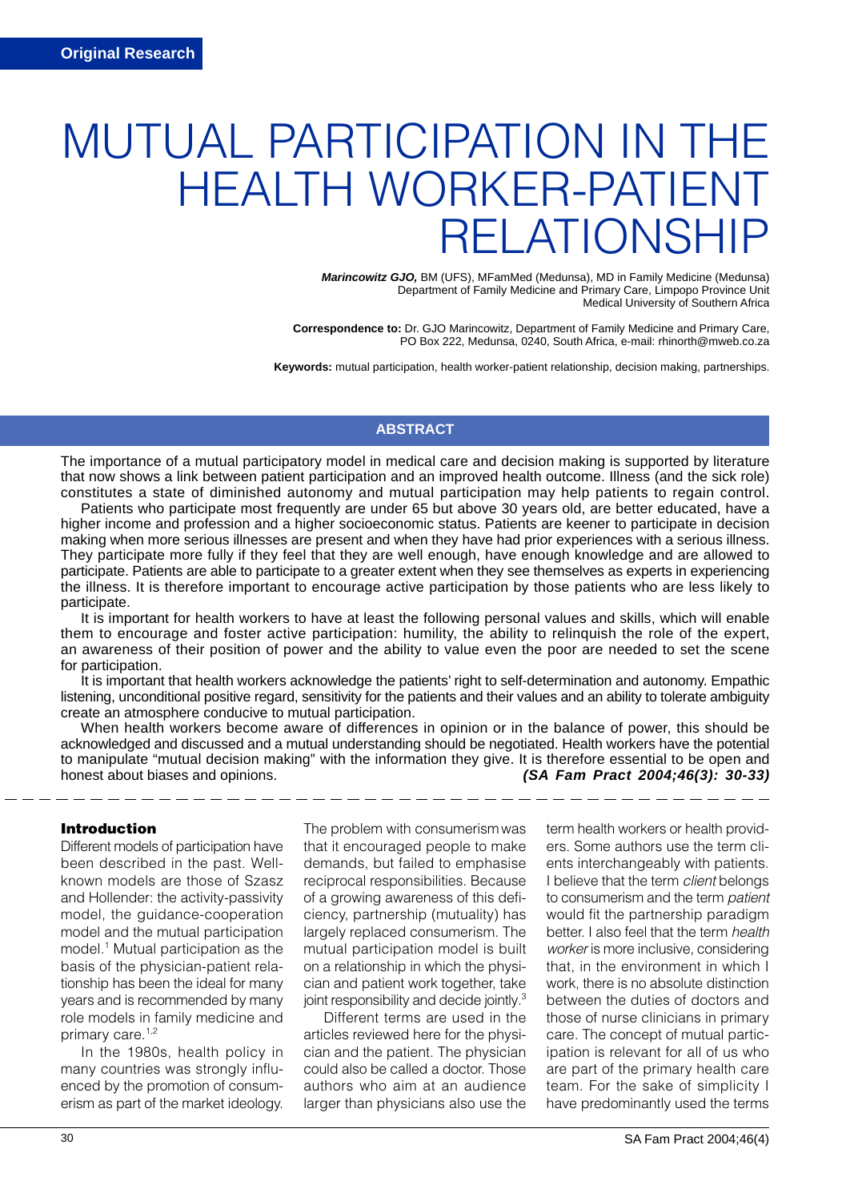Original Research

# MUTUAL PARTICIPATION IN THE HEALTH WORKER-PATIENT RELATIONSHIP

***Marincowitz GJO,*** BM (UFS), MFamMed (Medunsa), MD in Family Medicine (Medunsa)
Department of Family Medicine and Primary Care, Limpopo Province Unit
Medical University of Southern Africa

**Correspondence to:** Dr. GJO Marincowitz, Department of Family Medicine and Primary Care, PO Box 222, Medunsa, 0240, South Africa, e-mail: rhinorth@mweb.co.za

**Keywords:** mutual participation, health worker-patient relationship, decision making, partnerships.

## ABSTRACT

The importance of a mutual participatory model in medical care and decision making is supported by literature that now shows a link between patient participation and an improved health outcome. Illness (and the sick role) constitutes a state of diminished autonomy and mutual participation may help patients to regain control.

Patients who participate most frequently are under 65 but above 30 years old, are better educated, have a higher income and profession and a higher socioeconomic status. Patients are keener to participate in decision making when more serious illnesses are present and when they have had prior experiences with a serious illness. They participate more fully if they feel that they are well enough, have enough knowledge and are allowed to participate. Patients are able to participate to a greater extent when they see themselves as experts in experiencing the illness. It is therefore important to encourage active participation by those patients who are less likely to participate.

It is important for health workers to have at least the following personal values and skills, which will enable them to encourage and foster active participation: humility, the ability to relinquish the role of the expert, an awareness of their position of power and the ability to value even the poor are needed to set the scene for participation.

It is important that health workers acknowledge the patients' right to self-determination and autonomy. Empathic listening, unconditional positive regard, sensitivity for the patients and their values and an ability to tolerate ambiguity create an atmosphere conducive to mutual participation.

When health workers become aware of differences in opinion or in the balance of power, this should be acknowledged and discussed and a mutual understanding should be negotiated. Health workers have the potential to manipulate "mutual decision making" with the information they give. It is therefore essential to be open and honest about biases and opinions. ***(SA Fam Pract 2004;46(3): 30-33)***

### Introduction

Different models of participation have been described in the past. Well-known models are those of Szasz and Hollender: the activity-passivity model, the guidance-cooperation model and the mutual participation model.[1] Mutual participation as the basis of the physician-patient relationship has been the ideal for many years and is recommended by many role models in family medicine and primary care.[1,2]

In the 1980s, health policy in many countries was strongly influenced by the promotion of consumerism as part of the market ideology. The problem with consumerism was that it encouraged people to make demands, but failed to emphasise reciprocal responsibilities. Because of a growing awareness of this deficiency, partnership (mutuality) has largely replaced consumerism. The mutual participation model is built on a relationship in which the physician and patient work together, take joint responsibility and decide jointly.[3]

Different terms are used in the articles reviewed here for the physician and the patient. The physician could also be called a doctor. Those authors who aim at an audience larger than physicians also use the term health workers or health providers. Some authors use the term clients interchangeably with patients. I believe that the term *client* belongs to consumerism and the term *patient* would fit the partnership paradigm better. I also feel that the term *health worker* is more inclusive, considering that, in the environment in which I work, there is no absolute distinction between the duties of doctors and those of nurse clinicians in primary care. The concept of mutual participation is relevant for all of us who are part of the primary health care team. For the sake of simplicity I have predominantly used the terms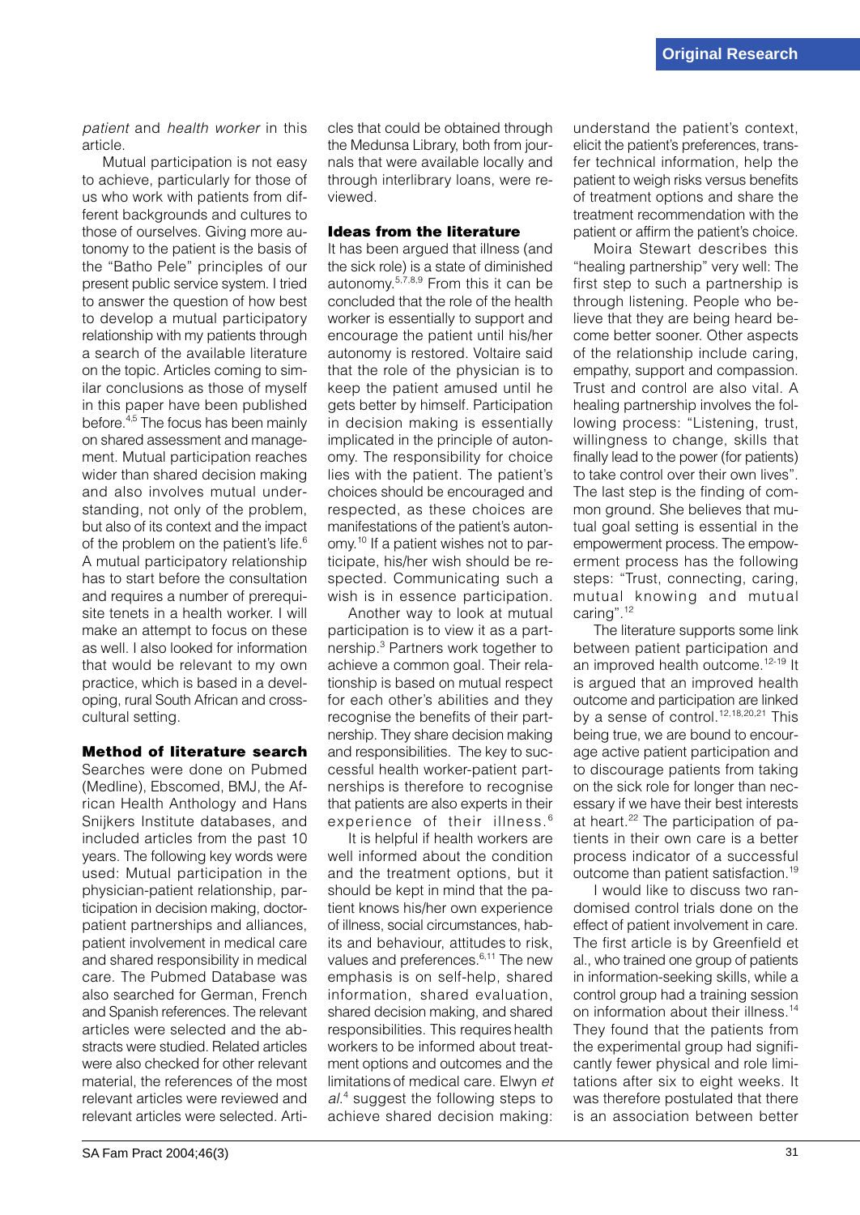*patient* and *health worker* in this article.

Mutual participation is not easy to achieve, particularly for those of us who work with patients from different backgrounds and cultures to those of ourselves. Giving more autonomy to the patient is the basis of the "Batho Pele" principles of our present public service system. I tried to answer the question of how best to develop a mutual participatory relationship with my patients through a search of the available literature on the topic. Articles coming to similar conclusions as those of myself in this paper have been published before.[4,5] The focus has been mainly on shared assessment and management. Mutual participation reaches wider than shared decision making and also involves mutual understanding, not only of the problem, but also of its context and the impact of the problem on the patient's life.[6] A mutual participatory relationship has to start before the consultation and requires a number of prerequisite tenets in a health worker. I will make an attempt to focus on these as well. I also looked for information that would be relevant to my own practice, which is based in a developing, rural South African and cross-cultural setting.

## Method of literature search

Searches were done on Pubmed (Medline), Ebscomed, BMJ, the African Health Anthology and Hans Snijkers Institute databases, and included articles from the past 10 years. The following key words were used: Mutual participation in the physician-patient relationship, participation in decision making, doctor-patient partnerships and alliances, patient involvement in medical care and shared responsibility in medical care. The Pubmed Database was also searched for German, French and Spanish references. The relevant articles were selected and the abstracts were studied. Related articles were also checked for other relevant material, the references of the most relevant articles were reviewed and relevant articles were selected. Articles that could be obtained through the Medunsa Library, both from journals that were available locally and through interlibrary loans, were reviewed.

## Ideas from the literature

It has been argued that illness (and the sick role) is a state of diminished autonomy.[5,7,8,9] From this it can be concluded that the role of the health worker is essentially to support and encourage the patient until his/her autonomy is restored. Voltaire said that the role of the physician is to keep the patient amused until he gets better by himself. Participation in decision making is essentially implicated in the principle of autonomy. The responsibility for choice lies with the patient. The patient's choices should be encouraged and respected, as these choices are manifestations of the patient's autonomy.[10] If a patient wishes not to participate, his/her wish should be respected. Communicating such a wish is in essence participation.

Another way to look at mutual participation is to view it as a partnership.[3] Partners work together to achieve a common goal. Their relationship is based on mutual respect for each other's abilities and they recognise the benefits of their partnership. They share decision making and responsibilities. The key to successful health worker-patient partnerships is therefore to recognise that patients are also experts in their experience of their illness.[6]

It is helpful if health workers are well informed about the condition and the treatment options, but it should be kept in mind that the patient knows his/her own experience of illness, social circumstances, habits and behaviour, attitudes to risk, values and preferences.[6,11] The new emphasis is on self-help, shared information, shared evaluation, shared decision making, and shared responsibilities. This requires health workers to be informed about treatment options and outcomes and the limitations of medical care. Elwyn *et al.*[4] suggest the following steps to achieve shared decision making: understand the patient's context, elicit the patient's preferences, transfer technical information, help the patient to weigh risks versus benefits of treatment options and share the treatment recommendation with the patient or affirm the patient's choice.

Moira Stewart describes this "healing partnership" very well: The first step to such a partnership is through listening. People who believe that they are being heard become better sooner. Other aspects of the relationship include caring, empathy, support and compassion. Trust and control are also vital. A healing partnership involves the following process: "Listening, trust, willingness to change, skills that finally lead to the power (for patients) to take control over their own lives". The last step is the finding of common ground. She believes that mutual goal setting is essential in the empowerment process. The empowerment process has the following steps: "Trust, connecting, caring, mutual knowing and mutual caring".[12]

The literature supports some link between patient participation and an improved health outcome.[12-19] It is argued that an improved health outcome and participation are linked by a sense of control.[12,18,20,21] This being true, we are bound to encourage active patient participation and to discourage patients from taking on the sick role for longer than necessary if we have their best interests at heart.[22] The participation of patients in their own care is a better process indicator of a successful outcome than patient satisfaction.[19]

I would like to discuss two randomised control trials done on the effect of patient involvement in care. The first article is by Greenfield et al., who trained one group of patients in information-seeking skills, while a control group had a training session on information about their illness.[14] They found that the patients from the experimental group had significantly fewer physical and role limitations after six to eight weeks. It was therefore postulated that there is an association between better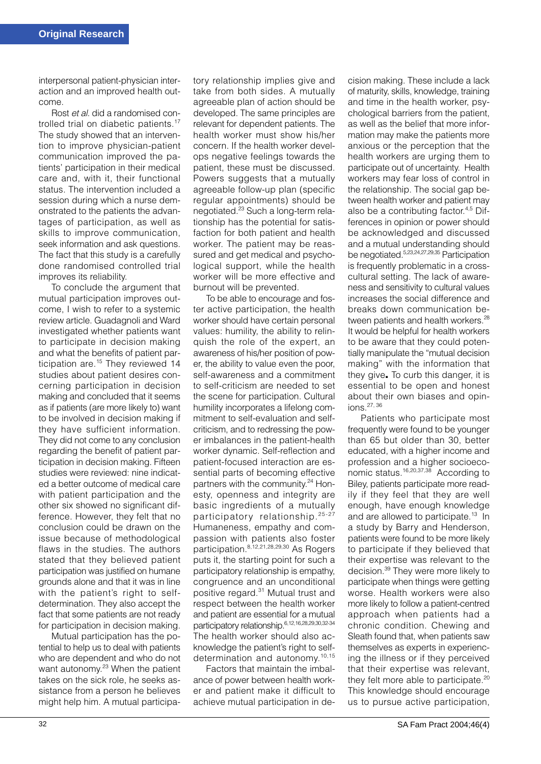interpersonal patient-physician interaction and an improved health outcome.

Rost *et al.* did a randomised controlled trial on diabetic patients.[17] The study showed that an intervention to improve physician-patient communication improved the patients' participation in their medical care and, with it, their functional status. The intervention included a session during which a nurse demonstrated to the patients the advantages of participation, as well as skills to improve communication, seek information and ask questions. The fact that this study is a carefully done randomised controlled trial improves its reliability.

To conclude the argument that mutual participation improves outcome, I wish to refer to a systemic review article. Guadagnoli and Ward investigated whether patients want to participate in decision making and what the benefits of patient participation are.[15] They reviewed 14 studies about patient desires concerning participation in decision making and concluded that it seems as if patients (are more likely to) want to be involved in decision making if they have sufficient information. They did not come to any conclusion regarding the benefit of patient participation in decision making. Fifteen studies were reviewed: nine indicated a better outcome of medical care with patient participation and the other six showed no significant difference. However, they felt that no conclusion could be drawn on the issue because of methodological flaws in the studies. The authors stated that they believed patient participation was justified on humane grounds alone and that it was in line with the patient's right to self-determination. They also accept the fact that some patients are not ready for participation in decision making.

Mutual participation has the potential to help us to deal with patients who are dependent and who do not want autonomy.[23] When the patient takes on the sick role, he seeks assistance from a person he believes might help him. A mutual participatory relationship implies give and take from both sides. A mutually agreeable plan of action should be developed. The same principles are relevant for dependent patients. The health worker must show his/her concern. If the health worker develops negative feelings towards the patient, these must be discussed. Powers suggests that a mutually agreeable follow-up plan (specific regular appointments) should be negotiated.[23] Such a long-term relationship has the potential for satisfaction for both patient and health worker. The patient may be reassured and get medical and psychological support, while the health worker will be more effective and burnout will be prevented.

To be able to encourage and foster active participation, the health worker should have certain personal values: humility, the ability to relinquish the role of the expert, an awareness of his/her position of power, the ability to value even the poor, self-awareness and a commitment to self-criticism are needed to set the scene for participation. Cultural humility incorporates a lifelong commitment to self-evaluation and self-criticism, and to redressing the power imbalances in the patient-health worker dynamic. Self-reflection and patient-focused interaction are essential parts of becoming effective partners with the community.[24] Honesty, openness and integrity are basic ingredients of a mutually participatory relationship.[25-27] Humaneness, empathy and compassion with patients also foster participation.[8,12,21,28,29,30] As Rogers puts it, the starting point for such a participatory relationship is empathy, congruence and an unconditional positive regard.[31] Mutual trust and respect between the health worker and patient are essential for a mutual participatory relationship.[6,12,16,28,29,30,32-34] The health worker should also acknowledge the patient's right to self-determination and autonomy.[10,15]

Factors that maintain the imbalance of power between health worker and patient make it difficult to achieve mutual participation in decision making. These include a lack of maturity, skills, knowledge, training and time in the health worker, psychological barriers from the patient, as well as the belief that more information may make the patients more anxious or the perception that the health workers are urging them to participate out of uncertainty. Health workers may fear loss of control in the relationship. The social gap between health worker and patient may also be a contributing factor.[4,5] Differences in opinion or power should be acknowledged and discussed and a mutual understanding should be negotiated.[5,23,24,27,29,35] Participation is frequently problematic in a cross-cultural setting. The lack of awareness and sensitivity to cultural values increases the social difference and breaks down communication between patients and health workers.[28] It would be helpful for health workers to be aware that they could potentially manipulate the "mutual decision making" with the information that they give. To curb this danger, it is essential to be open and honest about their own biases and opinions.[27,36]

Patients who participate most frequently were found to be younger than 65 but older than 30, better educated, with a higher income and profession and a higher socioeconomic status.[16,20,37,38] According to Biley, patients participate more readily if they feel that they are well enough, have enough knowledge and are allowed to participate.[13] In a study by Barry and Henderson, patients were found to be more likely to participate if they believed that their expertise was relevant to the decision.[39] They were more likely to participate when things were getting worse. Health workers were also more likely to follow a patient-centred approach when patients had a chronic condition. Chewing and Sleath found that, when patients saw themselves as experts in experiencing the illness or if they perceived that their expertise was relevant, they felt more able to participate.[20] This knowledge should encourage us to pursue active participation,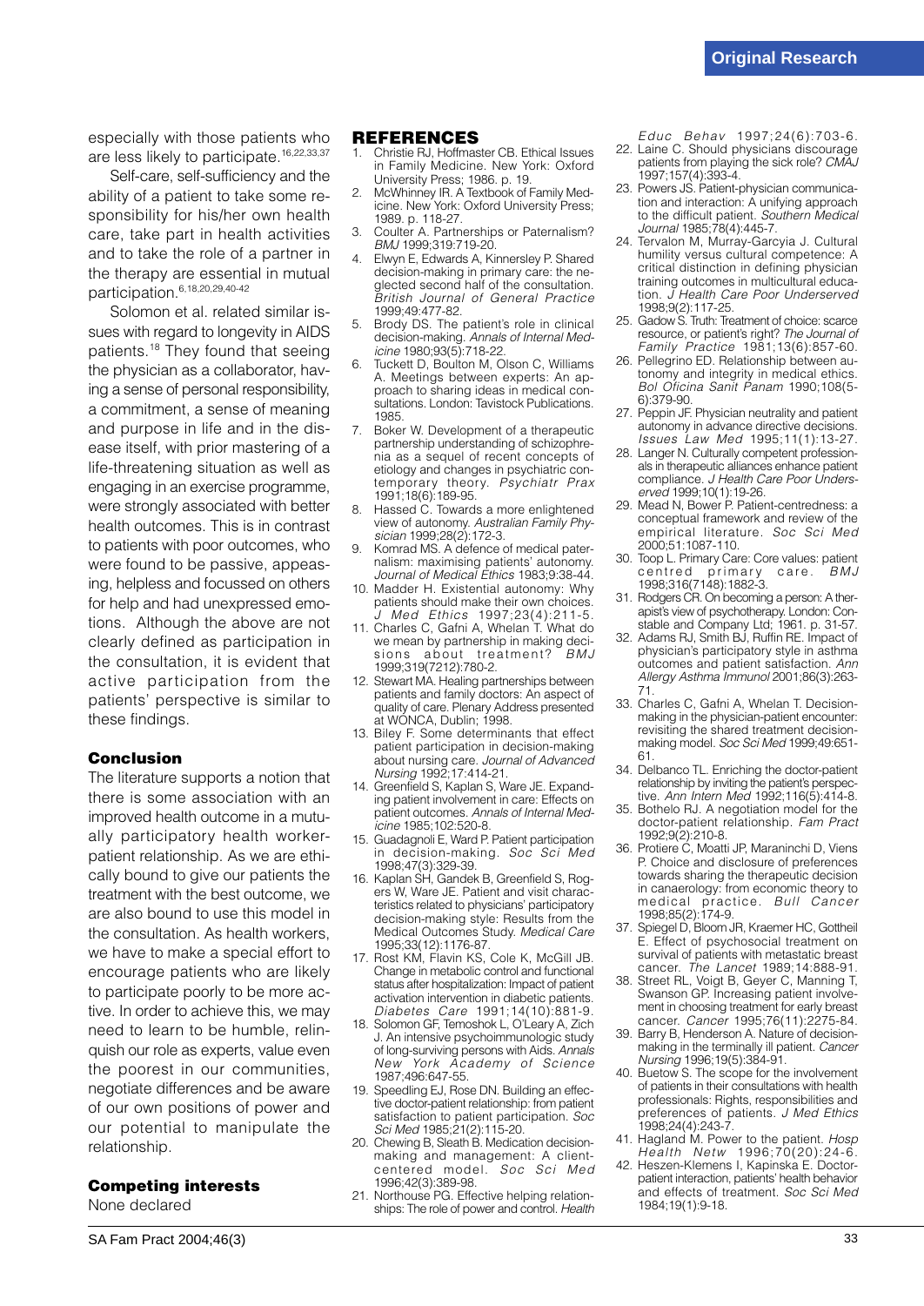especially with those patients who are less likely to participate.[16,22,33,37]

Self-care, self-sufficiency and the ability of a patient to take some responsibility for his/her own health care, take part in health activities and to take the role of a partner in the therapy are essential in mutual participation.[6,18,20,29,40-42]

Solomon et al. related similar issues with regard to longevity in AIDS patients.[18] They found that seeing the physician as a collaborator, having a sense of personal responsibility, a commitment, a sense of meaning and purpose in life and in the disease itself, with prior mastering of a life-threatening situation as well as engaging in an exercise programme, were strongly associated with better health outcomes. This is in contrast to patients with poor outcomes, who were found to be passive, appeasing, helpless and focussed on others for help and had unexpressed emotions. Although the above are not clearly defined as participation in the consultation, it is evident that active participation from the patients' perspective is similar to these findings.

## Conclusion

The literature supports a notion that there is some association with an improved health outcome in a mutually participatory health worker-patient relationship. As we are ethically bound to give our patients the treatment with the best outcome, we are also bound to use this model in the consultation. As health workers, we have to make a special effort to encourage patients who are likely to participate poorly to be more active. In order to achieve this, we may need to learn to be humble, relinquish our role as experts, value even the poorest in our communities, negotiate differences and be aware of our own positions of power and our potential to manipulate the relationship.

## Competing interests

None declared

## REFERENCES

1. Christie RJ, Hoffmaster CB. Ethical Issues in Family Medicine. New York: Oxford University Press; 1986. p. 19.
2. McWhinney IR. A Textbook of Family Medicine. New York: Oxford University Press; 1989. p. 118-27.
3. Coulter A. Partnerships or Paternalism? *BMJ* 1999;319:719-20.
4. Elwyn E, Edwards A, Kinnersley P. Shared decision-making in primary care: the neglected second half of the consultation. *British Journal of General Practice* 1999;49:477-82.
5. Brody DS. The patient's role in clinical decision-making. *Annals of Internal Medicine* 1980;93(5):718-22.
6. Tuckett D, Boulton M, Olson C, Williams A. Meetings between experts: An approach to sharing ideas in medical consultations. London: Tavistock Publications. 1985.
7. Boker W. Development of a therapeutic partnership understanding of schizophrenia as a sequel of recent concepts of etiology and theory. *Psychiatr Prax* 1991;18(6):189-95.
8. Hassed C. Towards a more enlightened view of autonomy. *Australian Family Physician* 1999;28(2):172-3.
9. Komrad MS. A defence of medical paternalism: maximising patients' autonomy. *Journal of Medical Ethics* 1983;9:38-44.
10. Madder H. Existential autonomy: Why patients should make their own choices. *J Med Ethics* 1997;23(4):211-5.
11. Charles C, Gafni A, Whelan T. What do we mean by partnership in making decisions about treatment? *BMJ* 1999;319(7212):780-2.
12. Stewart MA. Healing partnerships between patients and family doctors: An aspect of quality of care. Plenary Address presented at WONCA, Dublin; 1998.
13. Biley F. Some determinants that effect patient participation in decision-making about nursing care. *Journal of Advanced Nursing* 1992;17:414-21.
14. Greenfield S, Kaplan S, Ware JE. Expanding patient involvement in care: Effects on patient outcomes. *Annals of Internal Medicine* 1985;102:520-8.
15. Guadagnoli E, Ward P. Patient participation in decision-making. *Soc Sci Med* 1998;47(3):329-39.
16. Kaplan SH, Gandek B, Greenfield S, Rogers W, Ware JE. Patient and visit characteristics related to physicians' participatory decision-making style: Results from the Medical Outcomes Study. *Medical Care* 1995;33(12):1176-87.
17. Rost KM, Flavin KS, Cole K, McGill JB. Change in metabolic control and functional status after hospitalization: Impact of patient activation intervention in diabetic patients. *Diabetes Care* 1991;14(10):881-9.
18. Solomon GF, Temoshok L, O'Leary A, Zich J. An intensive psychoimmunologic study of long-surviving persons with Aids. *Annals New York Academy of Science* 1987;496:647-55.
19. Speedling EJ, Rose DN. Building an effective doctor-patient relationship: from patient satisfaction to patient participation. *Soc Sci Med* 1985;21(2):115-20.
20. Chewing B, Sleath B. Medication decision-making and management: A client-centered model. *Soc Sci Med* 1996;42(3):389-98.
21. Northouse PG. Effective helping relationships: The role of power and control. *Health Educ Behav* 1997;24(6):703-6.
22. Laine C. Should physicians discourage patients from playing the sick role? *CMAJ* 1997;157(4):393-4.
23. Powers JS. Patient-physician communication and interaction: A unifying approach to the difficult patient. *Southern Medical Journal* 1985;78(4):445-7.
24. Tervalon M, Murray-Garcyia J. Cultural humility versus cultural competence: A critical distinction in defining physician training outcomes in multicultural education. *J Health Care Poor Underserved* 1998;9(2):117-25.
25. Gadow S. Truth: Treatment of choice: scarce resource, or patient's right? *The Journal of Family Practice* 1981;13(6):857-60.
26. Pellegrino ED. Relationship between autonomy and integrity in medical ethics. *Bol Oficina Sanit Panam* 1990;108(5-6):379-90.
27. Peppin JF. Physician neutrality and patient autonomy in advance directive decisions. *Issues Law Med* 1995;11(1):13-27.
28. Langer N. Culturally competent professionals in therapeutic alliances enhance patient compliance. *J Health Care Poor Underserved* 1999;10(1):19-26.
29. Mead N, Bower P. Patient-centredness: a conceptual framework and review of the empirical literature. *Soc Sci Med* 2000;51:1087-110.
30. Toop L. Primary Care: Core values: patient centred primary care. *BMJ* 1998;316(7148):1882-3.
31. Rodgers CR. On becoming a person: A therapist's view of psychotherapy. London: Constable and Company Ltd; 1961. p. 31-57.
32. Adams RJ, Smith BJ, Ruffin RE. Impact of physician's participatory style in asthma outcomes and patient satisfaction. *Ann Allergy Asthma Immunol* 2001;86(3):263-71.
33. Charles C, Gafni A, Whelan T. Decision-making in the physician-patient encounter: revisiting the shared treatment decision-making model. *Soc Sci Med* 1999;49:651-61.
34. Delbanco TL. Enriching the doctor-patient relationship by inviting the patient's perspective. *Ann Intern Med* 1992;116(5):414-8.
35. Bothelo RJ. A negotiation model for the doctor-patient relationship. *Fam Pract* 1992;9(2):210-8.
36. Protiere C, Moatti JP, Maraninchi D, Viens P. Choice and disclosure of preferences towards sharing the therapeutic decision in canaerology: from economic theory to medical practice. *Bull Cancer* 1998;85(2):174-9.
37. Spiegel D, Bloom JR, Kraemer HC, Gottheil E. Effect of psychosocial treatment on survival of patients with metastatic breast cancer. *The Lancet* 1989;14:888-91.
38. Street RL, Voigt B, Geyer C, Manning T, Swanson GP. Increasing patient involvement in choosing treatment for early breast cancer. *Cancer* 1995;76(11):2275-84.
39. Barry B, Henderson A. Nature of decision-making in the terminally ill patient. *Cancer Nursing* 1996;19(5):384-91.
40. Buetow S. The scope for the involvement of patients in their consultations with health professionals: Rights, responsibilities and preferences of patients. *J Med Ethics* 1998;24(4):243-7.
41. Hagland M. Power to the patient. *Hosp Health Netw* 1996;70(20):24-6.
42. Heszen-Klemens I, Kapinska E. Doctor-patient interaction, patients' health behavior and effects of treatment. *Soc Sci Med* 1984;19(1):9-18.